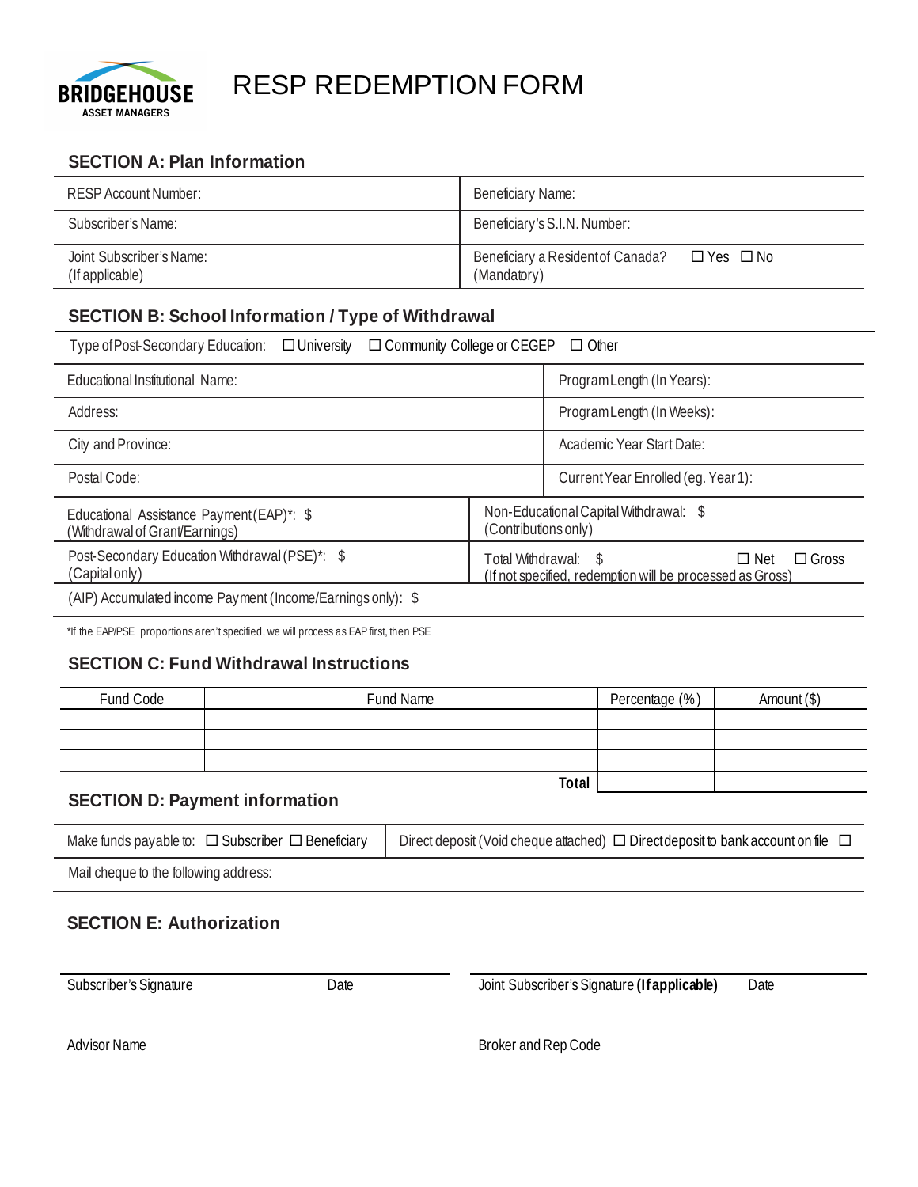BRIDGEHOUSE ASSET MANAGERS

# RESP REDEMPTION FORM

## SECTION A: Plan Information

| | |
|---|---|
| RESP Account Number: | Beneficiary Name: |
| Subscriber's Name: | Beneficiary's S.I.N. Number: |
| Joint Subscriber's Name: (If applicable) | Beneficiary a Resident of Canada? (Mandatory) ☐ Yes ☐ No |

## SECTION B: School Information / Type of Withdrawal

Type of Post-Secondary Education: ☐ University ☐ Community College or CEGEP ☐ Other

| | |
|---|---|
| Educational Institutional Name: | Program Length (In Years): |
| Address: | Program Length (In Weeks): |
| City and Province: | Academic Year Start Date: |
| Postal Code: | Current Year Enrolled (eg. Year 1): |

| | |
|---|---|
| Educational Assistance Payment (EAP)*: $ (Withdrawal of Grant/Earnings) | Non-Educational Capital Withdrawal: $ (Contributions only) |
| Post-Secondary Education Withdrawal (PSE)*: $ (Capital only) | Total Withdrawal: $ ☐ Net ☐ Gross (If not specified, redemption will be processed as Gross) |
| (AIP) Accumulated income Payment (Income/Earnings only): $ | |

*If the EAP/PSE proportions aren't specified, we will process as EAP first, then PSE

## SECTION C: Fund Withdrawal Instructions

| Fund Code | Fund Name | Percentage (%) | Amount ($) |
|---|---|---|---|
| | | | |
| | | | |
| | | | |
| | **Total** | | |

## SECTION D: Payment information

| | |
|---|---|
| Make funds payable to: ☐ Subscriber ☐ Beneficiary | Direct deposit (Void cheque attached) ☐ Direct deposit to bank account on file ☐ |
| Mail cheque to the following address: | |

## SECTION E: Authorization

| | | | |
|---|---|---|---|
| Subscriber's Signature | Date | Joint Subscriber's Signature **(If applicable)** | Date |
| Advisor Name | | Broker and Rep Code | |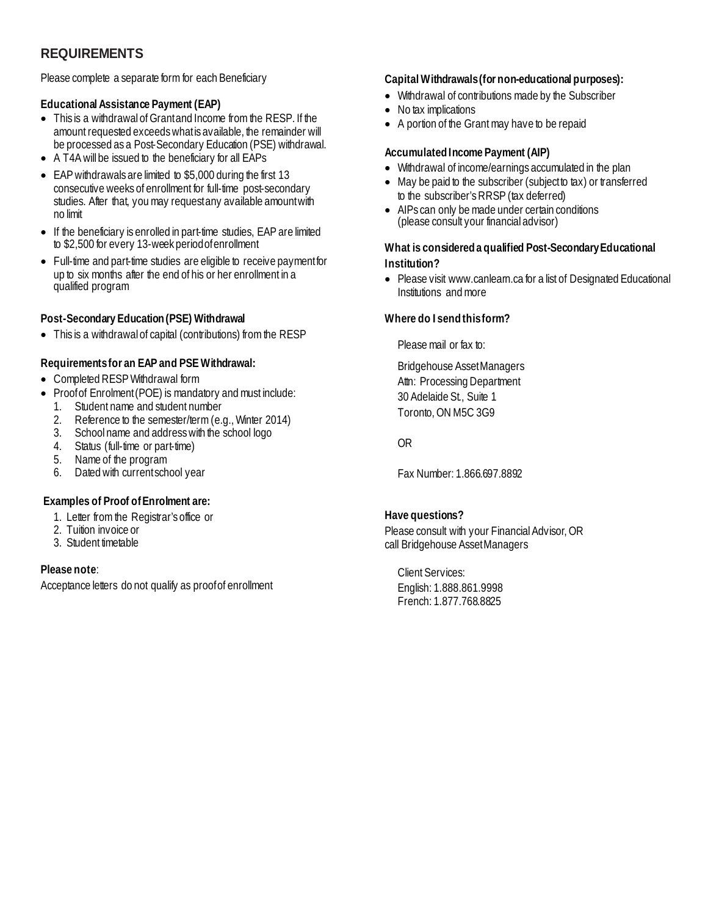## REQUIREMENTS

Please complete a separate form for each Beneficiary

**Educational Assistance Payment (EAP)**

- This is a withdrawal of Grant and Income from the RESP. If the amount requested exceeds what is available, the remainder will be processed as a Post-Secondary Education (PSE) withdrawal.
- A T4A will be issued to the beneficiary for all EAPs
- EAP withdrawals are limited to $5,000 during the first 13 consecutive weeks of enrollment for full-time post-secondary studies. After that, you may request any available amount with no limit
- If the beneficiary is enrolled in part-time studies, EAP are limited to $2,500 for every 13-week period of enrollment
- Full-time and part-time studies are eligible to receive payment for up to six months after the end of his or her enrollment in a qualified program

**Post-Secondary Education (PSE) Withdrawal**

- This is a withdrawal of capital (contributions) from the RESP

**Requirements for an EAP and PSE Withdrawal:**

- Completed RESP Withdrawal form
- Proof of Enrolment (POE) is mandatory and must include:
    1. Student name and student number
    2. Reference to the semester/term (e.g., Winter 2014)
    3. School name and address with the school logo
    4. Status (full-time or part-time)
    5. Name of the program
    6. Dated with current school year

**Examples of Proof of Enrolment are:**

1. Letter from the Registrar's office or
2. Tuition invoice or
3. Student timetable

**Please note**:

Acceptance letters do not qualify as proof of enrollment

**Capital Withdrawals (for non-educational purposes):**

- Withdrawal of contributions made by the Subscriber
- No tax implications
- A portion of the Grant may have to be repaid

**Accumulated Income Payment (AIP)**

- Withdrawal of income/earnings accumulated in the plan
- May be paid to the subscriber (subject to tax) or transferred to the subscriber's RRSP (tax deferred)
- AIPs can only be made under certain conditions (please consult your financial advisor)

**What is considered a qualified Post-Secondary Educational Institution?**

- Please visit www.canlearn.ca for a list of Designated Educational Institutions and more

**Where do I send this form?**

Please mail or fax to:

Bridgehouse Asset Managers
Attn: Processing Department
30 Adelaide St., Suite 1
Toronto, ON M5C 3G9

OR

Fax Number: 1.866.697.8892

**Have questions?**

Please consult with your Financial Advisor, OR call Bridgehouse Asset Managers

Client Services:
English: 1.888.861.9998
French: 1.877.768.8825